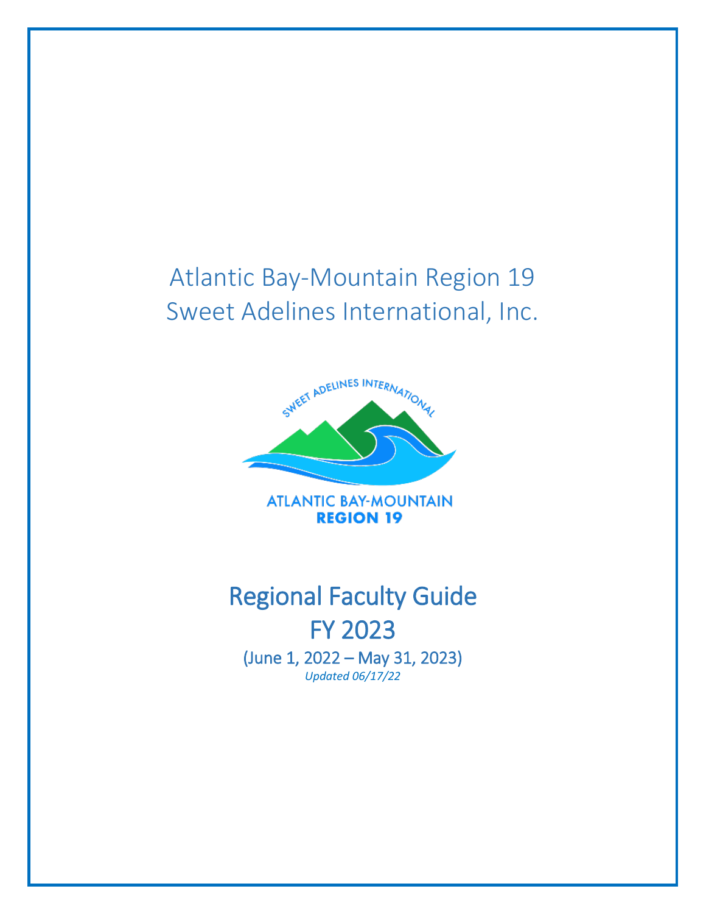Atlantic Bay-Mountain Region 19
Sweet Adelines International, Inc.

# Regional Faculty Guide
# FY 2023

(June 1, 2022 – May 31, 2023)

*Updated 06/17/22*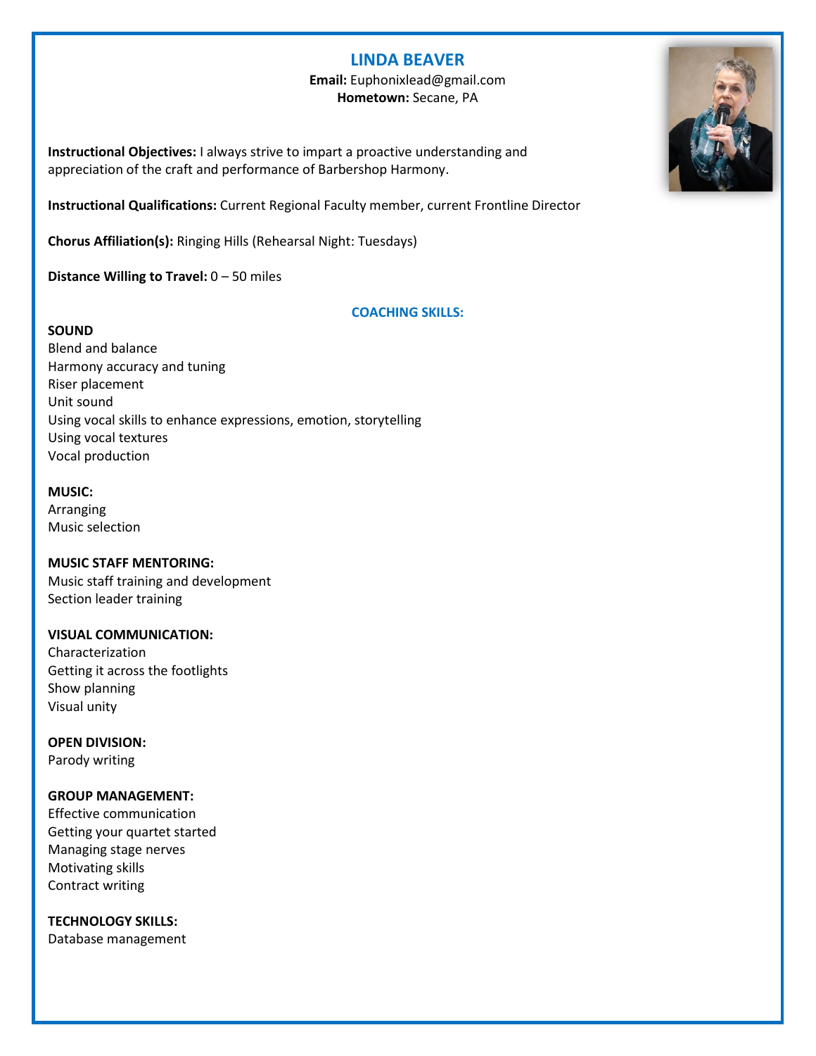# LINDA BEAVER

**Email:** Euphonixlead@gmail.com
**Hometown:** Secane, PA

**Instructional Objectives:** I always strive to impart a proactive understanding and appreciation of the craft and performance of Barbershop Harmony.

**Instructional Qualifications:** Current Regional Faculty member, current Frontline Director

**Chorus Affiliation(s):** Ringing Hills (Rehearsal Night: Tuesdays)

**Distance Willing to Travel:** 0 – 50 miles

## COACHING SKILLS:

**SOUND**
Blend and balance
Harmony accuracy and tuning
Riser placement
Unit sound
Using vocal skills to enhance expressions, emotion, storytelling
Using vocal textures
Vocal production

**MUSIC:**
Arranging
Music selection

**MUSIC STAFF MENTORING:**
Music staff training and development
Section leader training

**VISUAL COMMUNICATION:**
Characterization
Getting it across the footlights
Show planning
Visual unity

**OPEN DIVISION:**
Parody writing

**GROUP MANAGEMENT:**
Effective communication
Getting your quartet started
Managing stage nerves
Motivating skills
Contract writing

**TECHNOLOGY SKILLS:**
Database management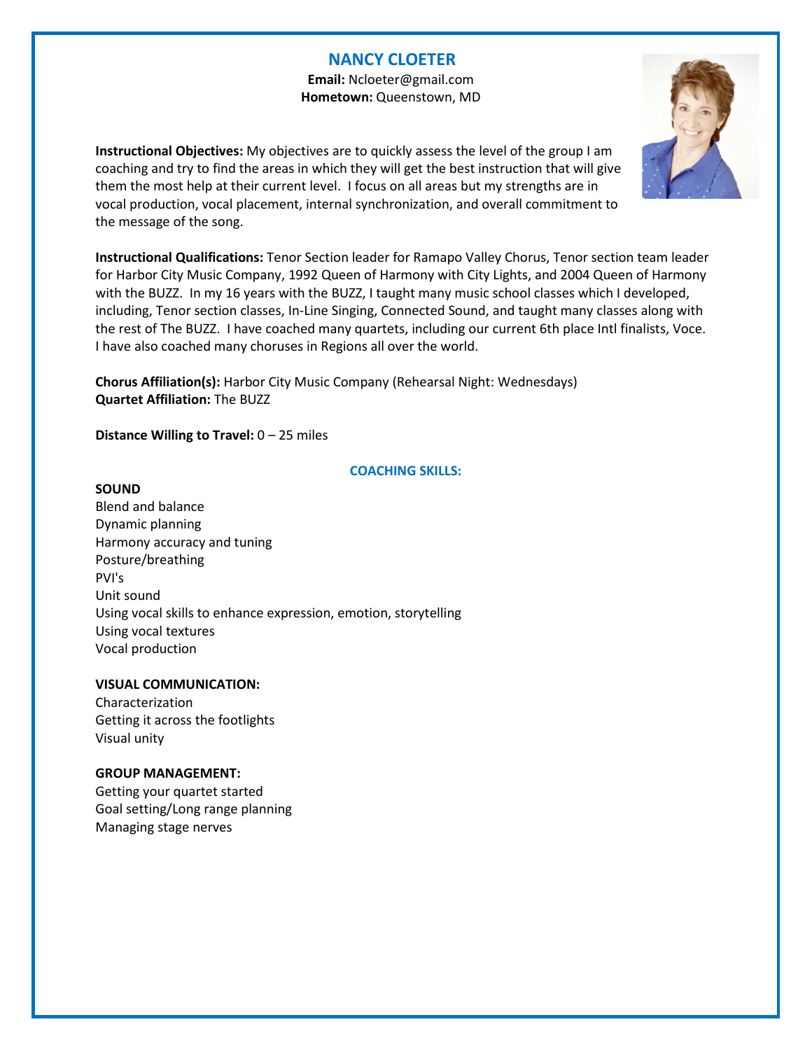# NANCY CLOETER

**Email:** Ncloeter@gmail.com
**Hometown:** Queenstown, MD

**Instructional Objectives:** My objectives are to quickly assess the level of the group I am coaching and try to find the areas in which they will get the best instruction that will give them the most help at their current level. I focus on all areas but my strengths are in vocal production, vocal placement, internal synchronization, and overall commitment to the message of the song.

**Instructional Qualifications:** Tenor Section leader for Ramapo Valley Chorus, Tenor section team leader for Harbor City Music Company, 1992 Queen of Harmony with City Lights, and 2004 Queen of Harmony with the BUZZ. In my 16 years with the BUZZ, I taught many music school classes which I developed, including, Tenor section classes, In-Line Singing, Connected Sound, and taught many classes along with the rest of The BUZZ. I have coached many quartets, including our current 6th place Intl finalists, Voce. I have also coached many choruses in Regions all over the world.

**Chorus Affiliation(s):** Harbor City Music Company (Rehearsal Night: Wednesdays)
**Quartet Affiliation:** The BUZZ

**Distance Willing to Travel:** 0 – 25 miles

## COACHING SKILLS:

**SOUND**
Blend and balance
Dynamic planning
Harmony accuracy and tuning
Posture/breathing
PVI's
Unit sound
Using vocal skills to enhance expression, emotion, storytelling
Using vocal textures
Vocal production

**VISUAL COMMUNICATION:**
Characterization
Getting it across the footlights
Visual unity

**GROUP MANAGEMENT:**
Getting your quartet started
Goal setting/Long range planning
Managing stage nerves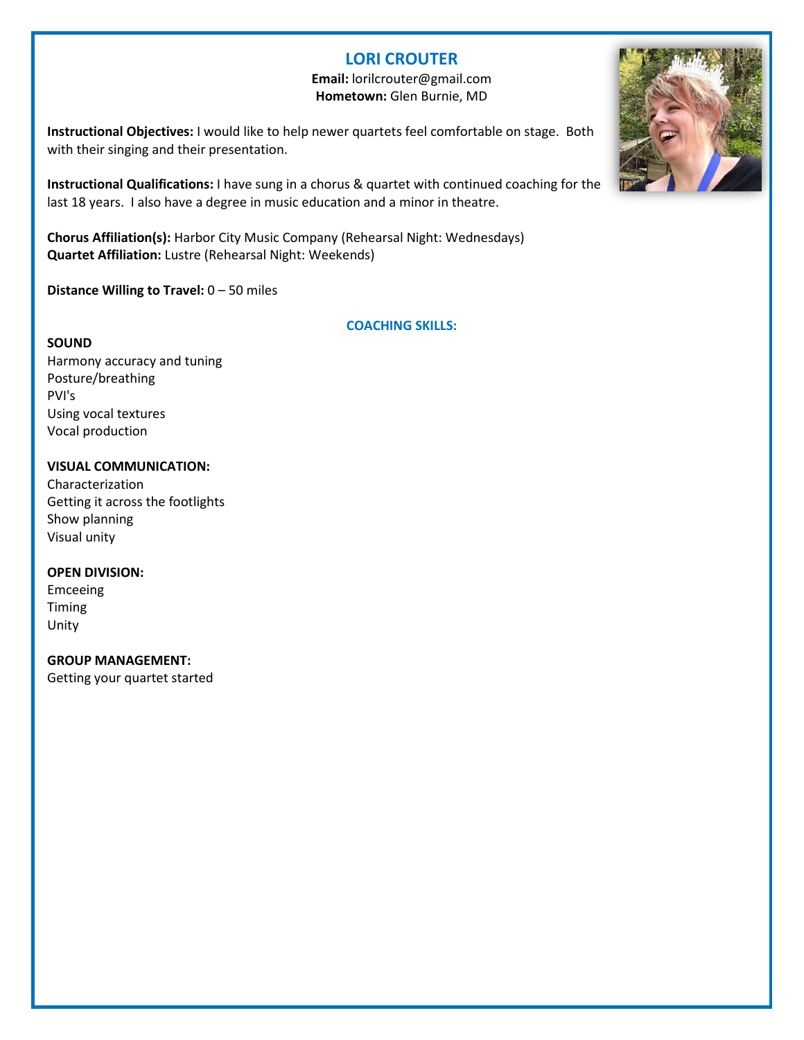# LORI CROUTER

**Email:** lorilcrouter@gmail.com
**Hometown:** Glen Burnie, MD

**Instructional Objectives:** I would like to help newer quartets feel comfortable on stage. Both with their singing and their presentation.

**Instructional Qualifications:** I have sung in a chorus & quartet with continued coaching for the last 18 years. I also have a degree in music education and a minor in theatre.

**Chorus Affiliation(s):** Harbor City Music Company (Rehearsal Night: Wednesdays)
**Quartet Affiliation:** Lustre (Rehearsal Night: Weekends)

**Distance Willing to Travel:** 0 – 50 miles

## COACHING SKILLS:

**SOUND**
Harmony accuracy and tuning
Posture/breathing
PVI's
Using vocal textures
Vocal production

**VISUAL COMMUNICATION:**
Characterization
Getting it across the footlights
Show planning
Visual unity

**OPEN DIVISION:**
Emceeing
Timing
Unity

**GROUP MANAGEMENT:**
Getting your quartet started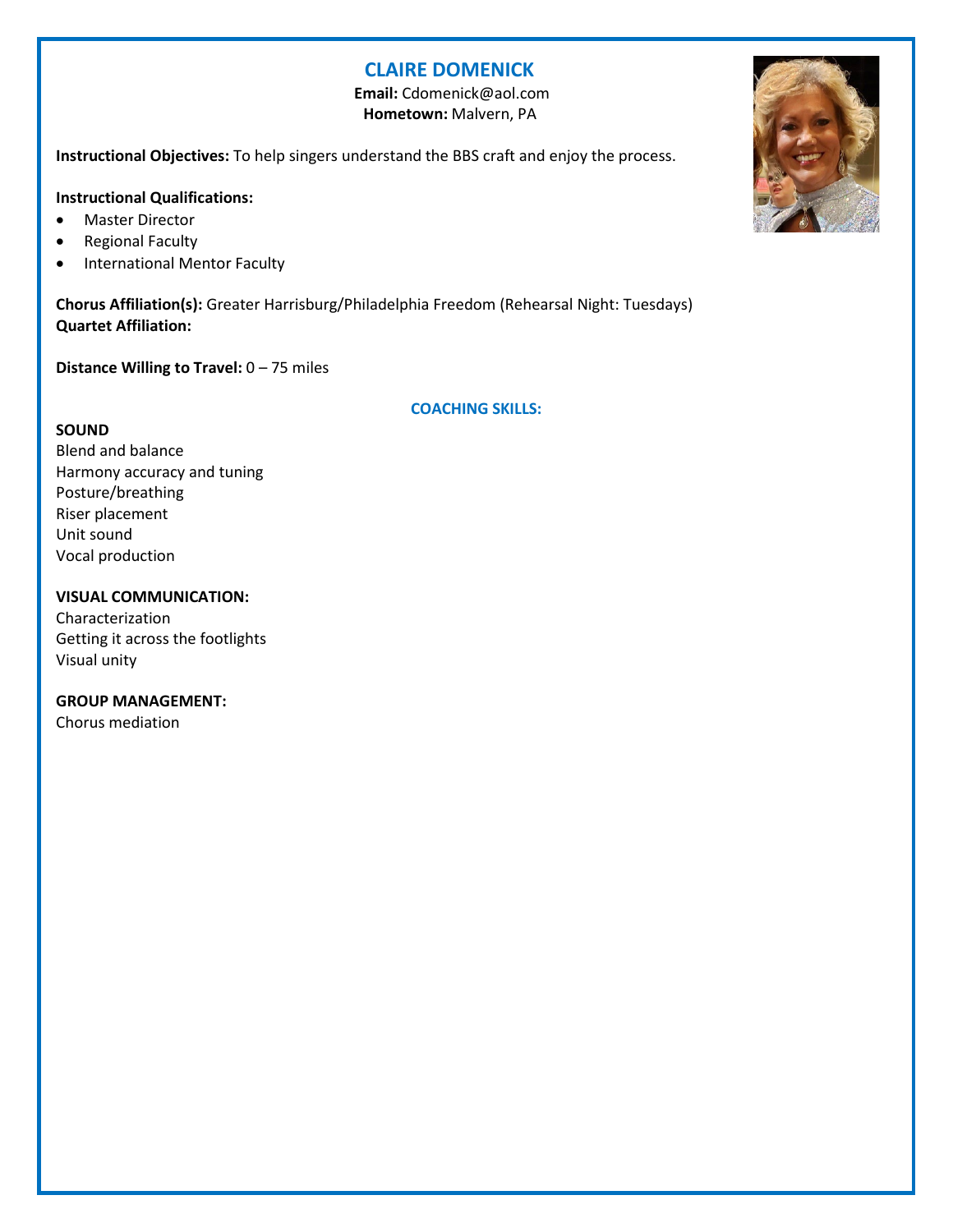# CLAIRE DOMENICK

**Email:** Cdomenick@aol.com
**Hometown:** Malvern, PA

**Instructional Objectives:** To help singers understand the BBS craft and enjoy the process.

**Instructional Qualifications:**

- Master Director
- Regional Faculty
- International Mentor Faculty

**Chorus Affiliation(s):** Greater Harrisburg/Philadelphia Freedom (Rehearsal Night: Tuesdays)
**Quartet Affiliation:**

**Distance Willing to Travel:** 0 – 75 miles

## COACHING SKILLS:

**SOUND**
Blend and balance
Harmony accuracy and tuning
Posture/breathing
Riser placement
Unit sound
Vocal production

**VISUAL COMMUNICATION:**
Characterization
Getting it across the footlights
Visual unity

**GROUP MANAGEMENT:**
Chorus mediation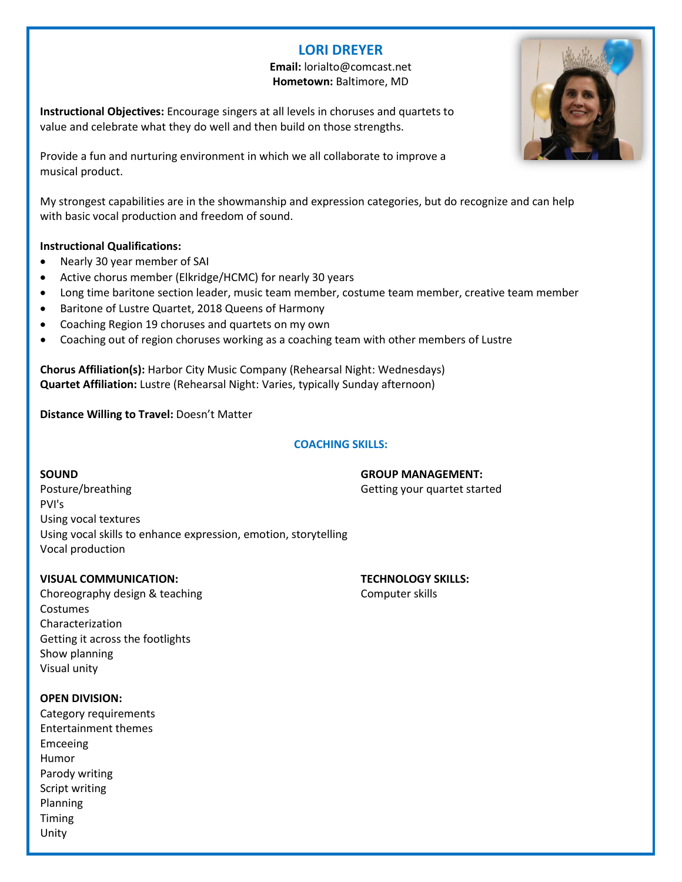# LORI DREYER

**Email:** lorialto@comcast.net
**Hometown:** Baltimore, MD

**Instructional Objectives:** Encourage singers at all levels in choruses and quartets to value and celebrate what they do well and then build on those strengths.

Provide a fun and nurturing environment in which we all collaborate to improve a musical product.

My strongest capabilities are in the showmanship and expression categories, but do recognize and can help with basic vocal production and freedom of sound.

**Instructional Qualifications:**

- Nearly 30 year member of SAI
- Active chorus member (Elkridge/HCMC) for nearly 30 years
- Long time baritone section leader, music team member, costume team member, creative team member
- Baritone of Lustre Quartet, 2018 Queens of Harmony
- Coaching Region 19 choruses and quartets on my own
- Coaching out of region choruses working as a coaching team with other members of Lustre

**Chorus Affiliation(s):** Harbor City Music Company (Rehearsal Night: Wednesdays)
**Quartet Affiliation:** Lustre (Rehearsal Night: Varies, typically Sunday afternoon)

**Distance Willing to Travel:** Doesn't Matter

## COACHING SKILLS:

**SOUND**
Posture/breathing
PVI's
Using vocal textures
Using vocal skills to enhance expression, emotion, storytelling
Vocal production

**VISUAL COMMUNICATION:**
Choreography design & teaching
Costumes
Characterization
Getting it across the footlights
Show planning
Visual unity

**OPEN DIVISION:**
Category requirements
Entertainment themes
Emceeing
Humor
Parody writing
Script writing
Planning
Timing
Unity

**GROUP MANAGEMENT:**
Getting your quartet started

**TECHNOLOGY SKILLS:**
Computer skills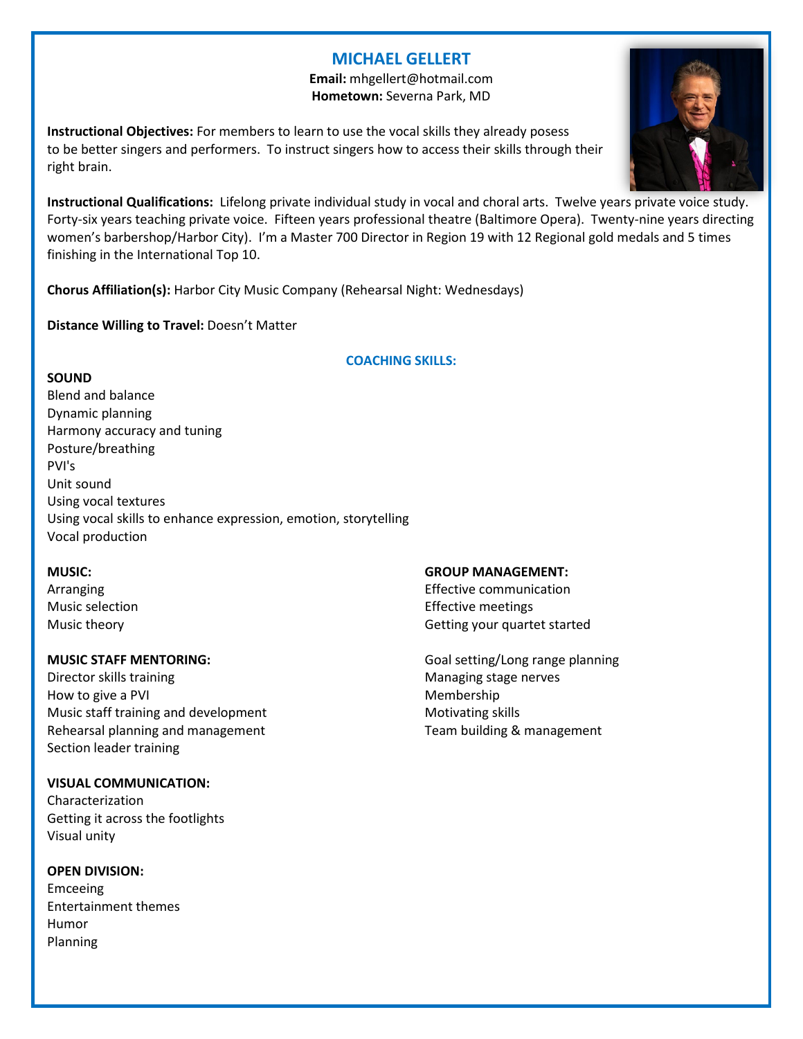# MICHAEL GELLERT

**Email:** mhgellert@hotmail.com
**Hometown:** Severna Park, MD

**Instructional Objectives:** For members to learn to use the vocal skills they already posess to be better singers and performers. To instruct singers how to access their skills through their right brain.

**Instructional Qualifications:** Lifelong private individual study in vocal and choral arts. Twelve years private voice study. Forty-six years teaching private voice. Fifteen years professional theatre (Baltimore Opera). Twenty-nine years directing women's barbershop/Harbor City). I'm a Master 700 Director in Region 19 with 12 Regional gold medals and 5 times finishing in the International Top 10.

**Chorus Affiliation(s):** Harbor City Music Company (Rehearsal Night: Wednesdays)

**Distance Willing to Travel:** Doesn't Matter

## COACHING SKILLS:

**SOUND**

Blend and balance
Dynamic planning
Harmony accuracy and tuning
Posture/breathing
PVI's
Unit sound
Using vocal textures
Using vocal skills to enhance expression, emotion, storytelling
Vocal production

**MUSIC:**

Arranging
Music selection
Music theory

**MUSIC STAFF MENTORING:**

Director skills training
How to give a PVI
Music staff training and development
Rehearsal planning and management
Section leader training

**VISUAL COMMUNICATION:**

Characterization
Getting it across the footlights
Visual unity

**OPEN DIVISION:**

Emceeing
Entertainment themes
Humor
Planning

**GROUP MANAGEMENT:**

Effective communication
Effective meetings
Getting your quartet started

Goal setting/Long range planning
Managing stage nerves
Membership
Motivating skills
Team building & management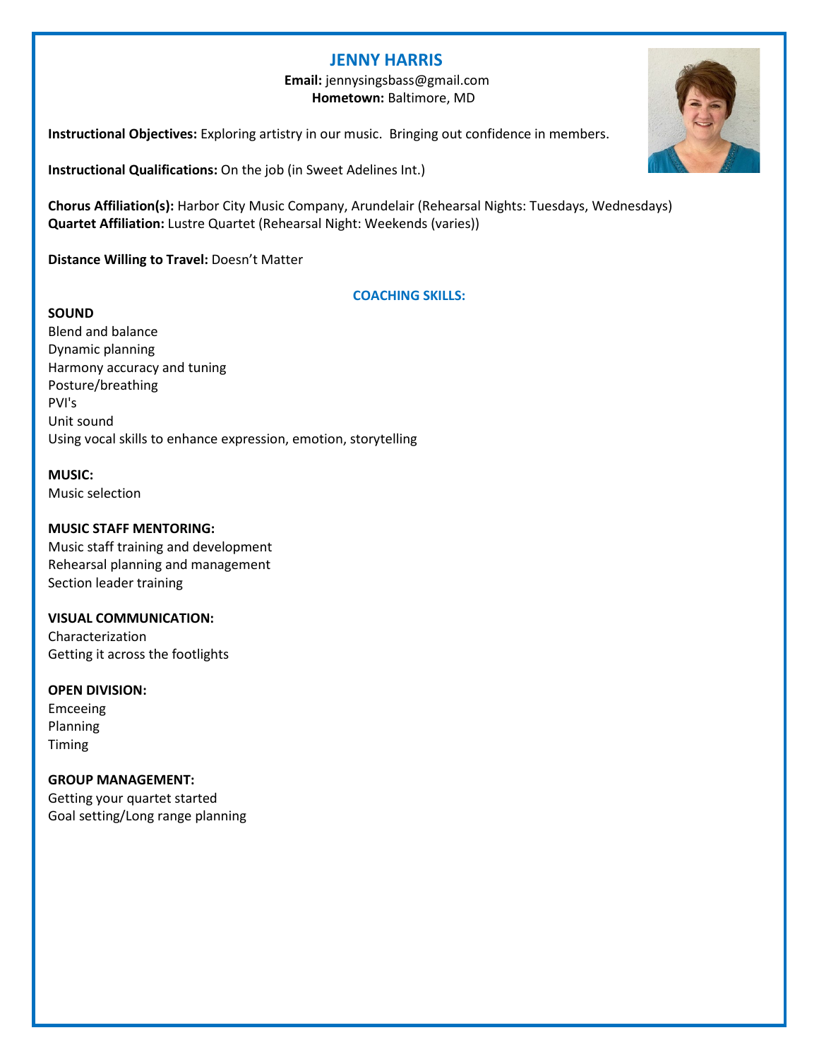# JENNY HARRIS

**Email:** jennysingsbass@gmail.com
**Hometown:** Baltimore, MD

**Instructional Objectives:** Exploring artistry in our music. Bringing out confidence in members.

**Instructional Qualifications:** On the job (in Sweet Adelines Int.)

**Chorus Affiliation(s):** Harbor City Music Company, Arundelair (Rehearsal Nights: Tuesdays, Wednesdays)
**Quartet Affiliation:** Lustre Quartet (Rehearsal Night: Weekends (varies))

**Distance Willing to Travel:** Doesn't Matter

## COACHING SKILLS:

**SOUND**
Blend and balance
Dynamic planning
Harmony accuracy and tuning
Posture/breathing
PVI's
Unit sound
Using vocal skills to enhance expression, emotion, storytelling

**MUSIC:**
Music selection

**MUSIC STAFF MENTORING:**
Music staff training and development
Rehearsal planning and management
Section leader training

**VISUAL COMMUNICATION:**
Characterization
Getting it across the footlights

**OPEN DIVISION:**
Emceeing
Planning
Timing

**GROUP MANAGEMENT:**
Getting your quartet started
Goal setting/Long range planning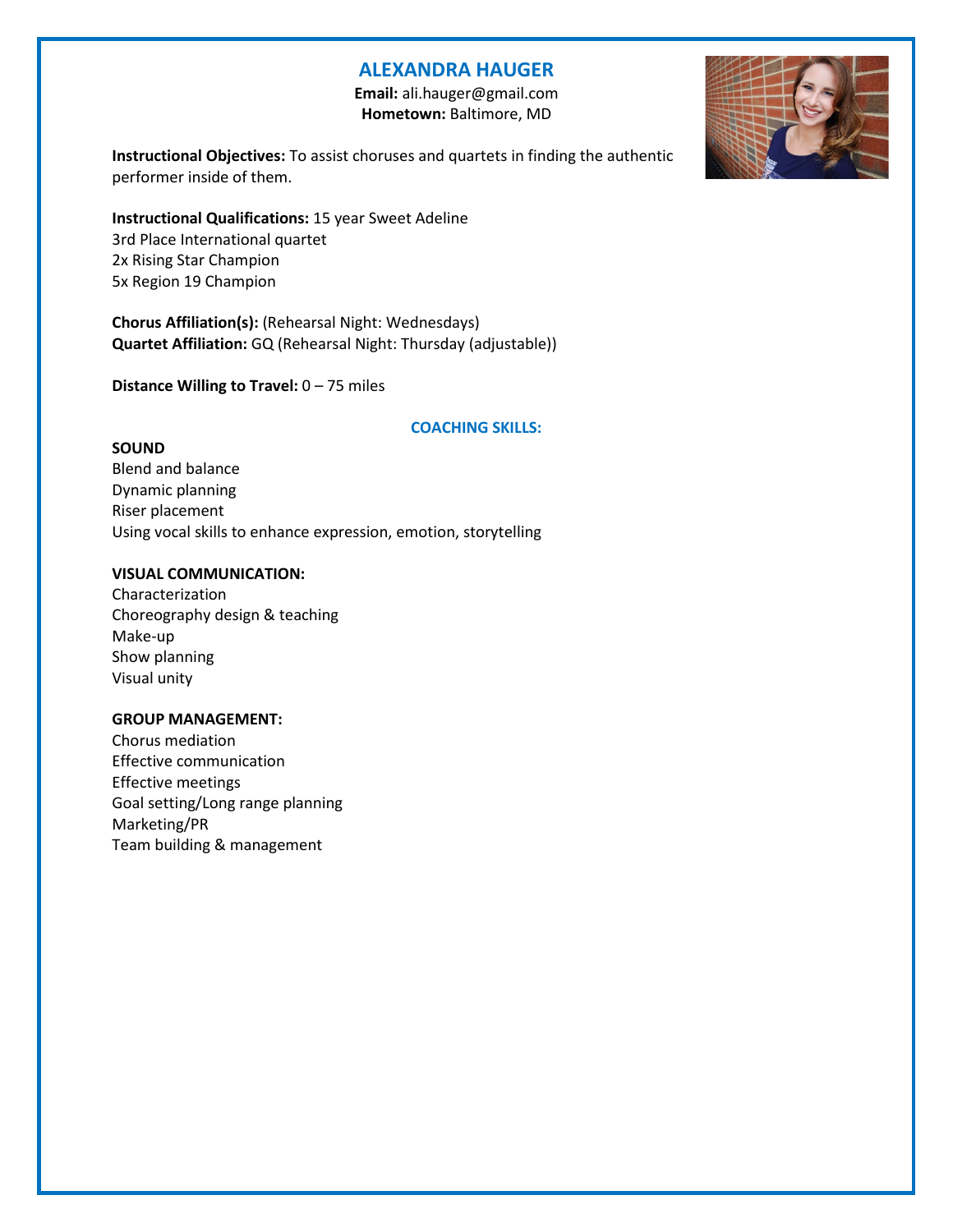# ALEXANDRA HAUGER

**Email:** ali.hauger@gmail.com
**Hometown:** Baltimore, MD

**Instructional Objectives:** To assist choruses and quartets in finding the authentic performer inside of them.

**Instructional Qualifications:** 15 year Sweet Adeline
3rd Place International quartet
2x Rising Star Champion
5x Region 19 Champion

**Chorus Affiliation(s):** (Rehearsal Night: Wednesdays)
**Quartet Affiliation:** GQ (Rehearsal Night: Thursday (adjustable))

**Distance Willing to Travel:** 0 – 75 miles

## COACHING SKILLS:

**SOUND**
Blend and balance
Dynamic planning
Riser placement
Using vocal skills to enhance expression, emotion, storytelling

**VISUAL COMMUNICATION:**
Characterization
Choreography design & teaching
Make-up
Show planning
Visual unity

**GROUP MANAGEMENT:**
Chorus mediation
Effective communication
Effective meetings
Goal setting/Long range planning
Marketing/PR
Team building & management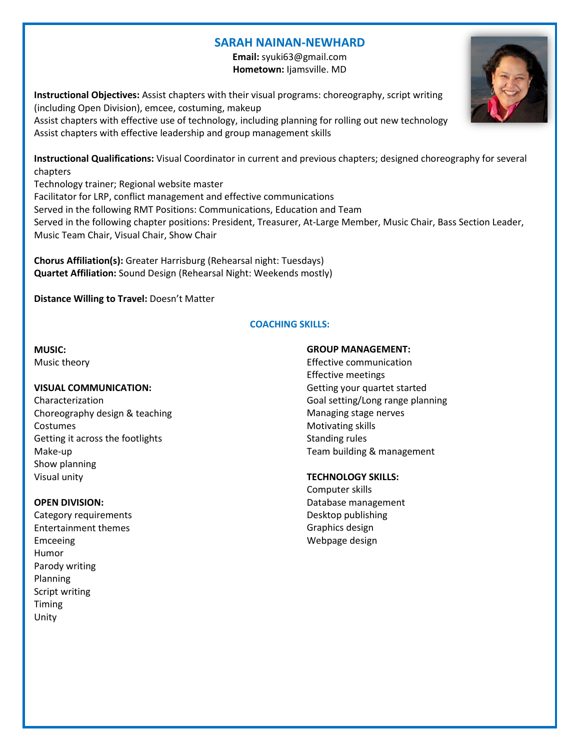# SARAH NAINAN-NEWHARD

**Email:** syuki63@gmail.com
**Hometown:** Ijamsville. MD

**Instructional Objectives:** Assist chapters with their visual programs: choreography, script writing (including Open Division), emcee, costuming, makeup
Assist chapters with effective use of technology, including planning for rolling out new technology
Assist chapters with effective leadership and group management skills

**Instructional Qualifications:** Visual Coordinator in current and previous chapters; designed choreography for several chapters
Technology trainer; Regional website master
Facilitator for LRP, conflict management and effective communications
Served in the following RMT Positions: Communications, Education and Team
Served in the following chapter positions: President, Treasurer, At-Large Member, Music Chair, Bass Section Leader, Music Team Chair, Visual Chair, Show Chair

**Chorus Affiliation(s):** Greater Harrisburg (Rehearsal night: Tuesdays)
**Quartet Affiliation:** Sound Design (Rehearsal Night: Weekends mostly)

**Distance Willing to Travel:** Doesn't Matter

## COACHING SKILLS:

**MUSIC:**
Music theory

**VISUAL COMMUNICATION:**
Characterization
Choreography design & teaching
Costumes
Getting it across the footlights
Make-up
Show planning
Visual unity

**OPEN DIVISION:**
Category requirements
Entertainment themes
Emceeing
Humor
Parody writing
Planning
Script writing
Timing
Unity

**GROUP MANAGEMENT:**
Effective communication
Effective meetings
Getting your quartet started
Goal setting/Long range planning
Managing stage nerves
Motivating skills
Standing rules
Team building & management

**TECHNOLOGY SKILLS:**
Computer skills
Database management
Desktop publishing
Graphics design
Webpage design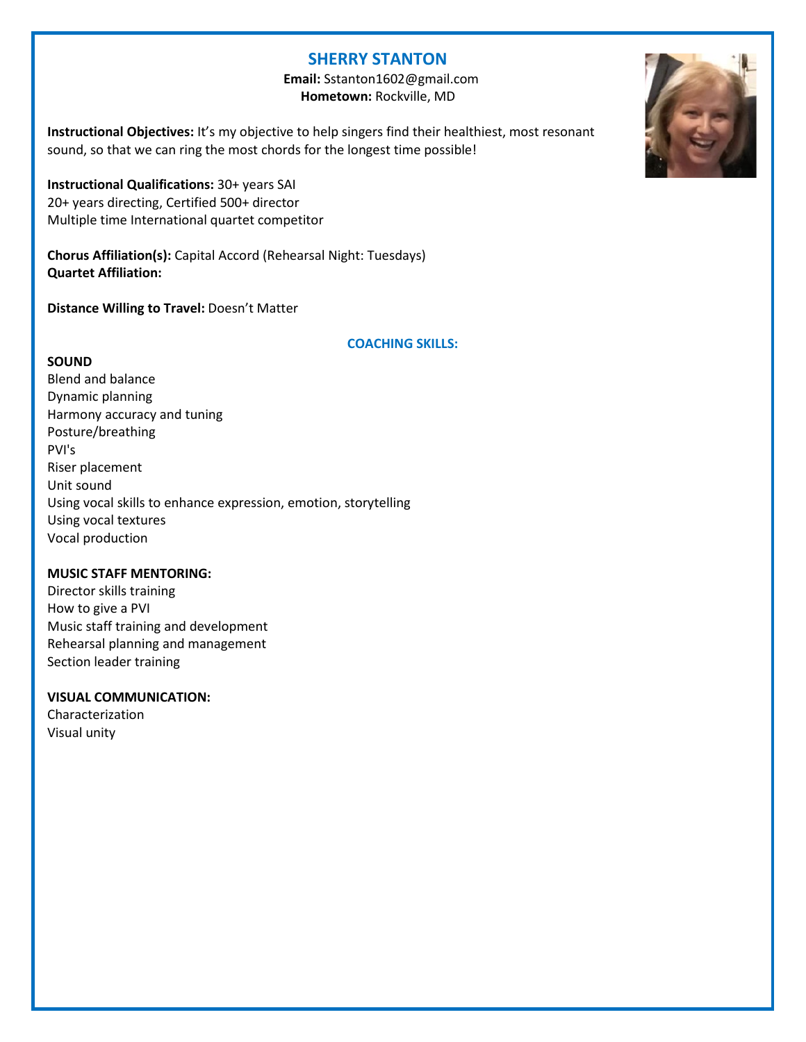# SHERRY STANTON

**Email:** Sstanton1602@gmail.com
**Hometown:** Rockville, MD

**Instructional Objectives:** It's my objective to help singers find their healthiest, most resonant sound, so that we can ring the most chords for the longest time possible!

**Instructional Qualifications:** 30+ years SAI
20+ years directing, Certified 500+ director
Multiple time International quartet competitor

**Chorus Affiliation(s):** Capital Accord (Rehearsal Night: Tuesdays)
**Quartet Affiliation:**

**Distance Willing to Travel:** Doesn't Matter

## COACHING SKILLS:

**SOUND**

Blend and balance
Dynamic planning
Harmony accuracy and tuning
Posture/breathing
PVI's
Riser placement
Unit sound
Using vocal skills to enhance expression, emotion, storytelling
Using vocal textures
Vocal production

**MUSIC STAFF MENTORING:**

Director skills training
How to give a PVI
Music staff training and development
Rehearsal planning and management
Section leader training

**VISUAL COMMUNICATION:**

Characterization
Visual unity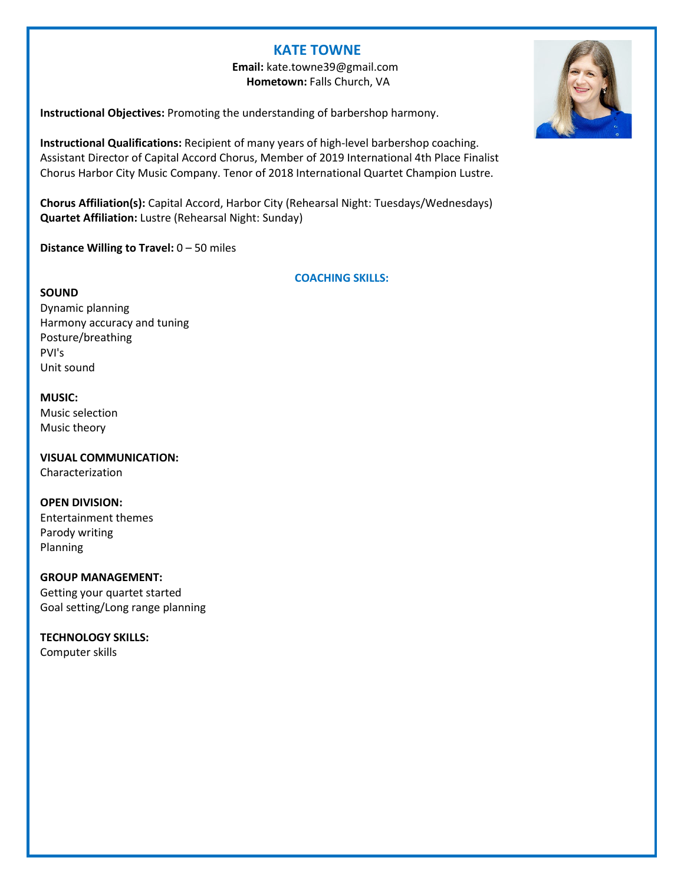# KATE TOWNE

**Email:** kate.towne39@gmail.com
**Hometown:** Falls Church, VA

**Instructional Objectives:** Promoting the understanding of barbershop harmony.

**Instructional Qualifications:** Recipient of many years of high-level barbershop coaching. Assistant Director of Capital Accord Chorus, Member of 2019 International 4th Place Finalist Chorus Harbor City Music Company. Tenor of 2018 International Quartet Champion Lustre.

**Chorus Affiliation(s):** Capital Accord, Harbor City (Rehearsal Night: Tuesdays/Wednesdays)
**Quartet Affiliation:** Lustre (Rehearsal Night: Sunday)

**Distance Willing to Travel:** 0 – 50 miles

## COACHING SKILLS:

**SOUND**
Dynamic planning
Harmony accuracy and tuning
Posture/breathing
PVI's
Unit sound

**MUSIC:**
Music selection
Music theory

**VISUAL COMMUNICATION:**
Characterization

**OPEN DIVISION:**
Entertainment themes
Parody writing
Planning

**GROUP MANAGEMENT:**
Getting your quartet started
Goal setting/Long range planning

**TECHNOLOGY SKILLS:**
Computer skills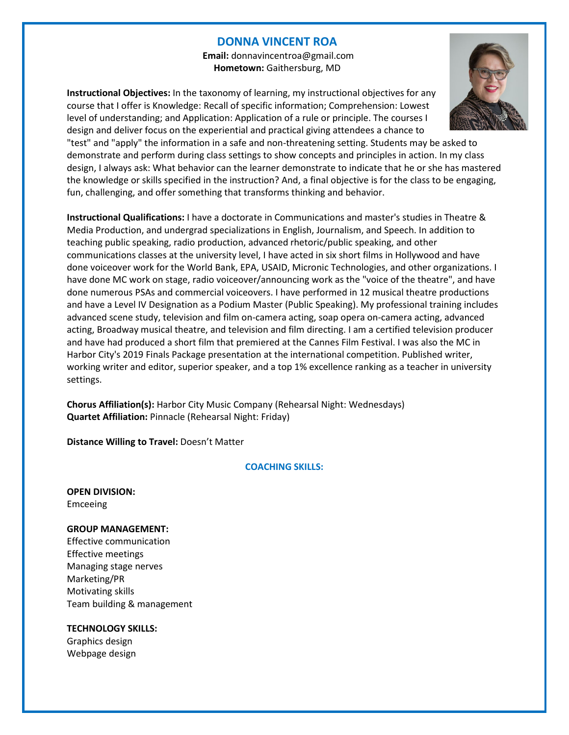# DONNA VINCENT ROA

**Email:** donnavincentroa@gmail.com
**Hometown:** Gaithersburg, MD

**Instructional Objectives:** In the taxonomy of learning, my instructional objectives for any course that I offer is Knowledge: Recall of specific information; Comprehension: Lowest level of understanding; and Application: Application of a rule or principle. The courses I design and deliver focus on the experiential and practical giving attendees a chance to "test" and "apply" the information in a safe and non-threatening setting. Students may be asked to demonstrate and perform during class settings to show concepts and principles in action. In my class design, I always ask: What behavior can the learner demonstrate to indicate that he or she has mastered the knowledge or skills specified in the instruction? And, a final objective is for the class to be engaging, fun, challenging, and offer something that transforms thinking and behavior.

**Instructional Qualifications:** I have a doctorate in Communications and master's studies in Theatre & Media Production, and undergrad specializations in English, Journalism, and Speech. In addition to teaching public speaking, radio production, advanced rhetoric/public speaking, and other communications classes at the university level, I have acted in six short films in Hollywood and have done voiceover work for the World Bank, EPA, USAID, Micronic Technologies, and other organizations. I have done MC work on stage, radio voiceover/announcing work as the "voice of the theatre", and have done numerous PSAs and commercial voiceovers. I have performed in 12 musical theatre productions and have a Level IV Designation as a Podium Master (Public Speaking). My professional training includes advanced scene study, television and film on-camera acting, soap opera on-camera acting, advanced acting, Broadway musical theatre, and television and film directing. I am a certified television producer and have had produced a short film that premiered at the Cannes Film Festival. I was also the MC in Harbor City's 2019 Finals Package presentation at the international competition. Published writer, working writer and editor, superior speaker, and a top 1% excellence ranking as a teacher in university settings.

**Chorus Affiliation(s):** Harbor City Music Company (Rehearsal Night: Wednesdays)
**Quartet Affiliation:** Pinnacle (Rehearsal Night: Friday)

**Distance Willing to Travel:** Doesn't Matter

## COACHING SKILLS:

**OPEN DIVISION:**
Emceeing

**GROUP MANAGEMENT:**
Effective communication
Effective meetings
Managing stage nerves
Marketing/PR
Motivating skills
Team building & management

**TECHNOLOGY SKILLS:**
Graphics design
Webpage design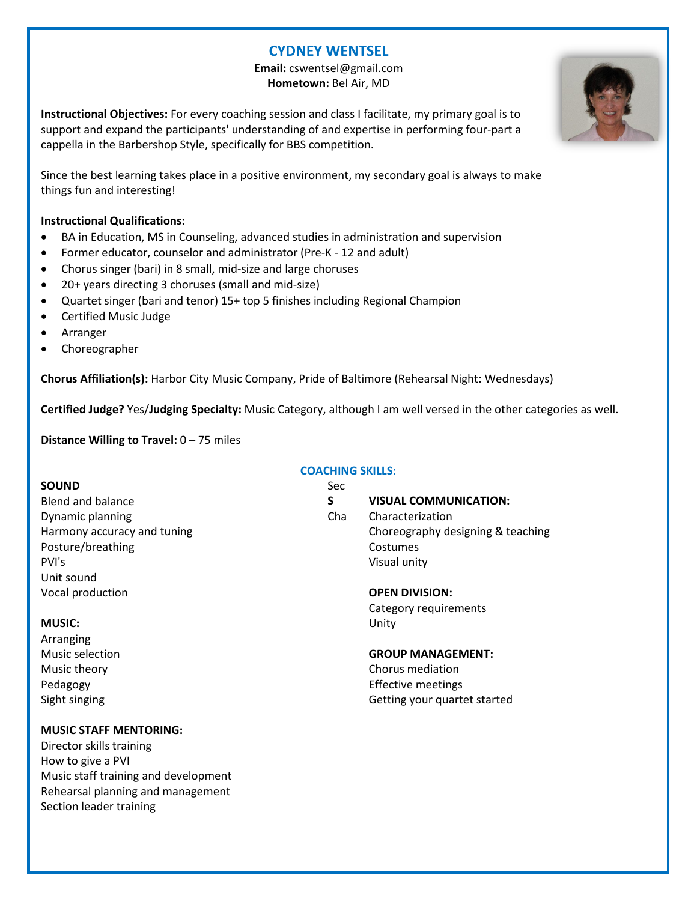# CYDNEY WENTSEL

**Email:** cswentsel@gmail.com
**Hometown:** Bel Air, MD

**Instructional Objectives:** For every coaching session and class I facilitate, my primary goal is to support and expand the participants' understanding of and expertise in performing four-part a cappella in the Barbershop Style, specifically for BBS competition.

Since the best learning takes place in a positive environment, my secondary goal is always to make things fun and interesting!

**Instructional Qualifications:**

- BA in Education, MS in Counseling, advanced studies in administration and supervision
- Former educator, counselor and administrator (Pre-K - 12 and adult)
- Chorus singer (bari) in 8 small, mid-size and large choruses
- 20+ years directing 3 choruses (small and mid-size)
- Quartet singer (bari and tenor) 15+ top 5 finishes including Regional Champion
- Certified Music Judge
- Arranger
- Choreographer

**Chorus Affiliation(s):** Harbor City Music Company, Pride of Baltimore (Rehearsal Night: Wednesdays)

**Certified Judge?** Yes/**Judging Specialty:** Music Category, although I am well versed in the other categories as well.

**Distance Willing to Travel:** 0 – 75 miles

## COACHING SKILLS:

**SOUND**
Blend and balance
Dynamic planning
Harmony accuracy and tuning
Posture/breathing
PVI's
Unit sound
Vocal production

**MUSIC:**
Arranging
Music selection
Music theory
Pedagogy
Sight singing

**MUSIC STAFF MENTORING:**
Director skills training
How to give a PVI
Music staff training and development
Rehearsal planning and management
Section leader training

Sec
**S**
Cha

**VISUAL COMMUNICATION:**
Characterization
Choreography designing & teaching
Costumes
Visual unity

**OPEN DIVISION:**
Category requirements
Unity

**GROUP MANAGEMENT:**
Chorus mediation
Effective meetings
Getting your quartet started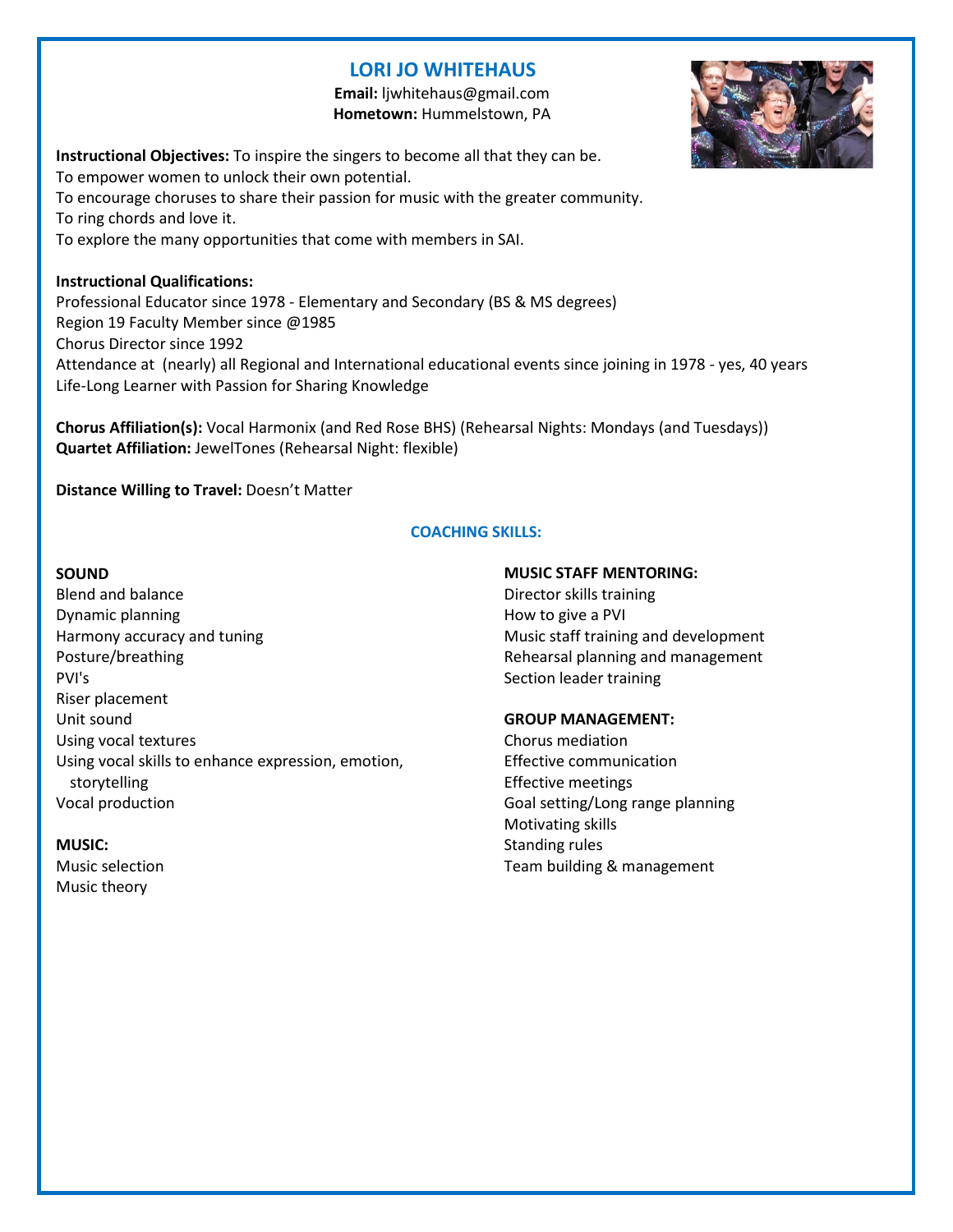# LORI JO WHITEHAUS

**Email:** ljwhitehaus@gmail.com
**Hometown:** Hummelstown, PA

**Instructional Objectives:** To inspire the singers to become all that they can be.
To empower women to unlock their own potential.
To encourage choruses to share their passion for music with the greater community.
To ring chords and love it.
To explore the many opportunities that come with members in SAI.

**Instructional Qualifications:**
Professional Educator since 1978 - Elementary and Secondary (BS & MS degrees)
Region 19 Faculty Member since @1985
Chorus Director since 1992
Attendance at (nearly) all Regional and International educational events since joining in 1978 - yes, 40 years
Life-Long Learner with Passion for Sharing Knowledge

**Chorus Affiliation(s):** Vocal Harmonix (and Red Rose BHS) (Rehearsal Nights: Mondays (and Tuesdays))
**Quartet Affiliation:** JewelTones (Rehearsal Night: flexible)

**Distance Willing to Travel:** Doesn't Matter

## COACHING SKILLS:

**SOUND**
Blend and balance
Dynamic planning
Harmony accuracy and tuning
Posture/breathing
PVI's
Riser placement
Unit sound
Using vocal textures
Using vocal skills to enhance expression, emotion, storytelling
Vocal production

**MUSIC:**
Music selection
Music theory

**MUSIC STAFF MENTORING:**
Director skills training
How to give a PVI
Music staff training and development
Rehearsal planning and management
Section leader training

**GROUP MANAGEMENT:**
Chorus mediation
Effective communication
Effective meetings
Goal setting/Long range planning
Motivating skills
Standing rules
Team building & management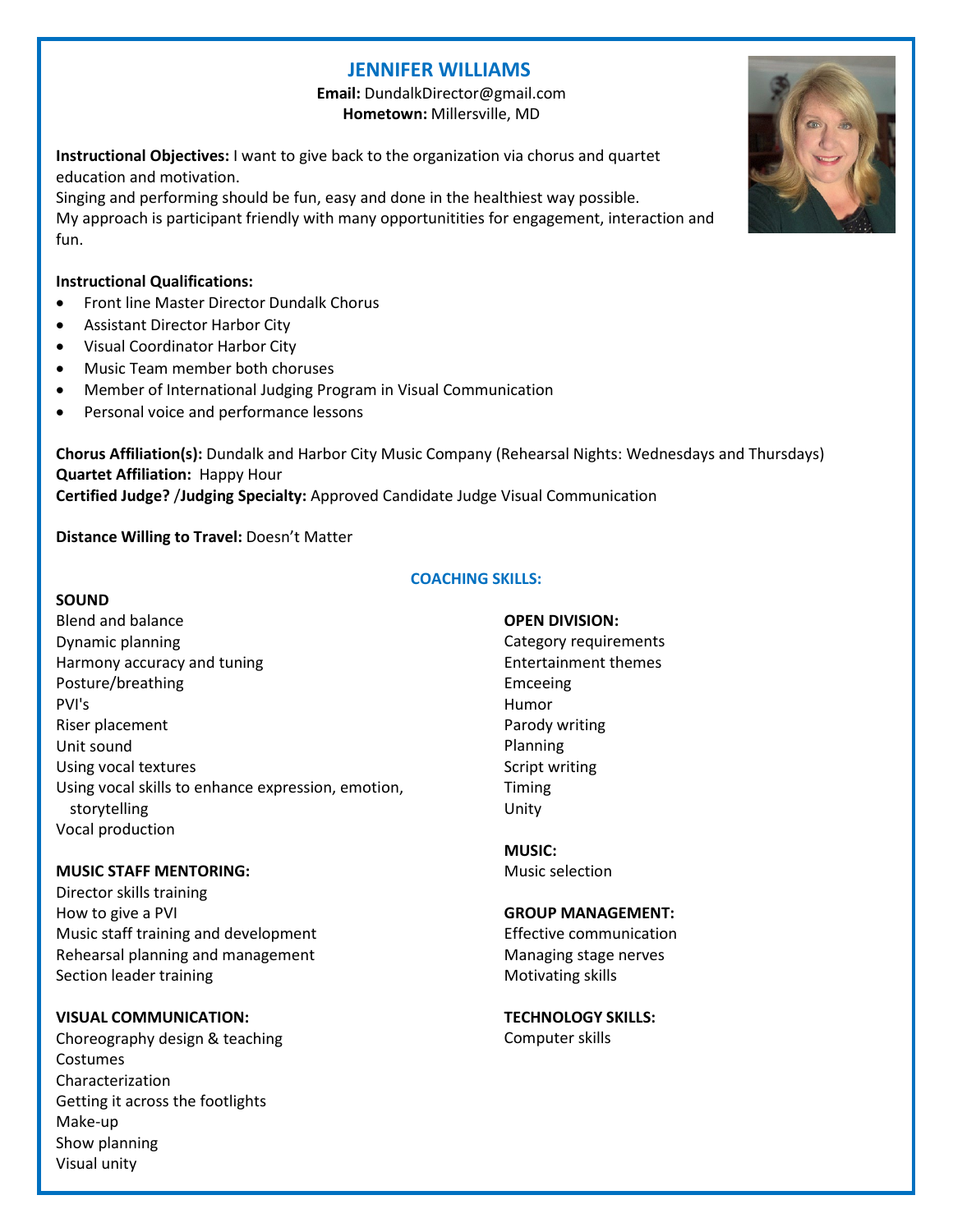# JENNIFER WILLIAMS

**Email:** DundalkDirector@gmail.com
**Hometown:** Millersville, MD

**Instructional Objectives:** I want to give back to the organization via chorus and quartet education and motivation.
Singing and performing should be fun, easy and done in the healthiest way possible.
My approach is participant friendly with many opportunitities for engagement, interaction and fun.

**Instructional Qualifications:**

- Front line Master Director Dundalk Chorus
- Assistant Director Harbor City
- Visual Coordinator Harbor City
- Music Team member both choruses
- Member of International Judging Program in Visual Communication
- Personal voice and performance lessons

**Chorus Affiliation(s):** Dundalk and Harbor City Music Company (Rehearsal Nights: Wednesdays and Thursdays)
**Quartet Affiliation:** Happy Hour
**Certified Judge? /Judging Specialty:** Approved Candidate Judge Visual Communication

**Distance Willing to Travel:** Doesn't Matter

## COACHING SKILLS:

**SOUND**
Blend and balance
Dynamic planning
Harmony accuracy and tuning
Posture/breathing
PVI's
Riser placement
Unit sound
Using vocal textures
Using vocal skills to enhance expression, emotion, storytelling
Vocal production

**MUSIC STAFF MENTORING:**
Director skills training
How to give a PVI
Music staff training and development
Rehearsal planning and management
Section leader training

**VISUAL COMMUNICATION:**
Choreography design & teaching
Costumes
Characterization
Getting it across the footlights
Make-up
Show planning
Visual unity

**OPEN DIVISION:**
Category requirements
Entertainment themes
Emceeing
Humor
Parody writing
Planning
Script writing
Timing
Unity

**MUSIC:**
Music selection

**GROUP MANAGEMENT:**
Effective communication
Managing stage nerves
Motivating skills

**TECHNOLOGY SKILLS:**
Computer skills